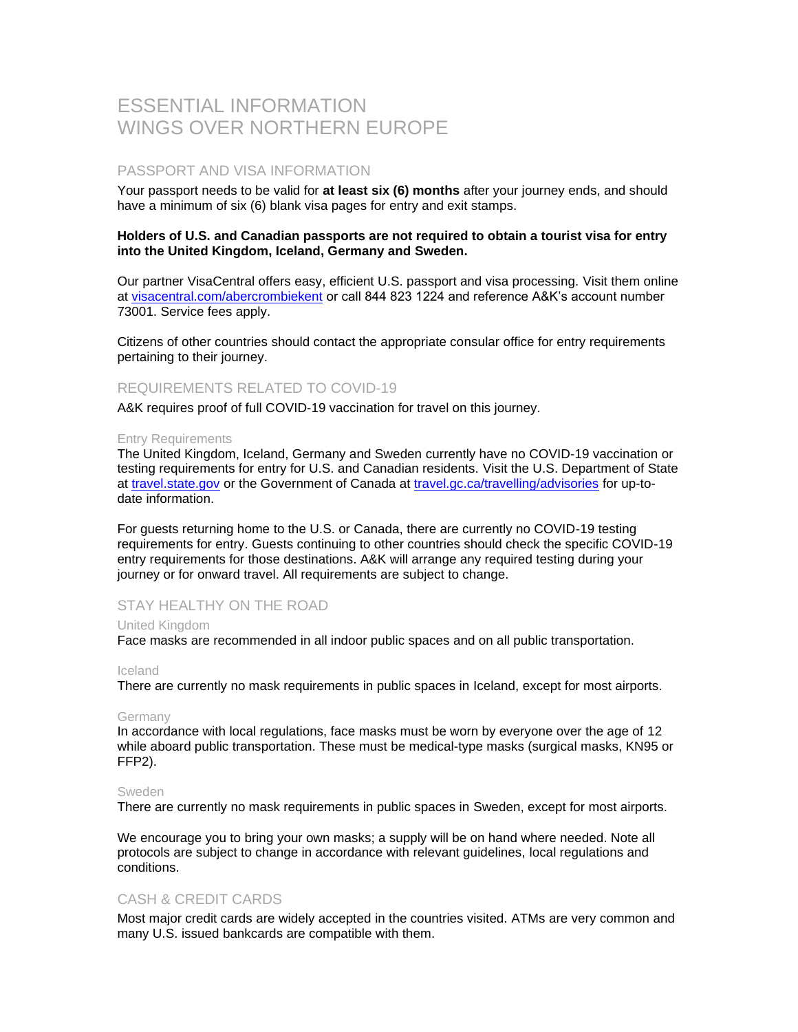# ESSENTIAL INFORMATION
# WINGS OVER NORTHERN EUROPE

## PASSPORT AND VISA INFORMATION

Your passport needs to be valid for **at least six (6) months** after your journey ends, and should have a minimum of six (6) blank visa pages for entry and exit stamps.

**Holders of U.S. and Canadian passports are not required to obtain a tourist visa for entry into the United Kingdom, Iceland, Germany and Sweden.**

Our partner VisaCentral offers easy, efficient U.S. passport and visa processing. Visit them online at [visacentral.com/abercrombiekent](visacentral.com/abercrombiekent) or call 844 823 1224 and reference A&K's account number 73001. Service fees apply.

Citizens of other countries should contact the appropriate consular office for entry requirements pertaining to their journey.

## REQUIREMENTS RELATED TO COVID-19

A&K requires proof of full COVID-19 vaccination for travel on this journey.

### Entry Requirements

The United Kingdom, Iceland, Germany and Sweden currently have no COVID-19 vaccination or testing requirements for entry for U.S. and Canadian residents. Visit the U.S. Department of State at [travel.state.gov](travel.state.gov) or the Government of Canada at [travel.gc.ca/travelling/advisories](travel.gc.ca/travelling/advisories) for up-to-date information.

For guests returning home to the U.S. or Canada, there are currently no COVID-19 testing requirements for entry. Guests continuing to other countries should check the specific COVID-19 entry requirements for those destinations. A&K will arrange any required testing during your journey or for onward travel. All requirements are subject to change.

## STAY HEALTHY ON THE ROAD

### United Kingdom

Face masks are recommended in all indoor public spaces and on all public transportation.

### Iceland

There are currently no mask requirements in public spaces in Iceland, except for most airports.

### Germany

In accordance with local regulations, face masks must be worn by everyone over the age of 12 while aboard public transportation. These must be medical-type masks (surgical masks, KN95 or FFP2).

### Sweden

There are currently no mask requirements in public spaces in Sweden, except for most airports.

We encourage you to bring your own masks; a supply will be on hand where needed. Note all protocols are subject to change in accordance with relevant guidelines, local regulations and conditions.

## CASH & CREDIT CARDS

Most major credit cards are widely accepted in the countries visited. ATMs are very common and many U.S. issued bankcards are compatible with them.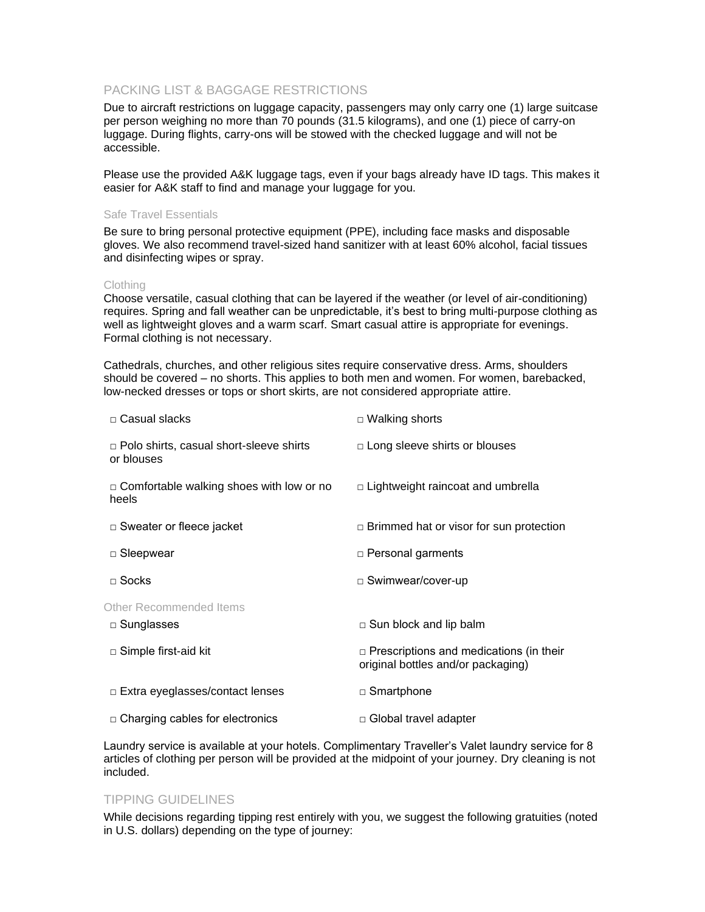## PACKING LIST & BAGGAGE RESTRICTIONS

Due to aircraft restrictions on luggage capacity, passengers may only carry one (1) large suitcase per person weighing no more than 70 pounds (31.5 kilograms), and one (1) piece of carry-on luggage. During flights, carry-ons will be stowed with the checked luggage and will not be accessible.

Please use the provided A&K luggage tags, even if your bags already have ID tags. This makes it easier for A&K staff to find and manage your luggage for you.

### Safe Travel Essentials

Be sure to bring personal protective equipment (PPE), including face masks and disposable gloves. We also recommend travel-sized hand sanitizer with at least 60% alcohol, facial tissues and disinfecting wipes or spray.

### Clothing

Choose versatile, casual clothing that can be layered if the weather (or level of air-conditioning) requires. Spring and fall weather can be unpredictable, it's best to bring multi-purpose clothing as well as lightweight gloves and a warm scarf. Smart casual attire is appropriate for evenings. Formal clothing is not necessary.

Cathedrals, churches, and other religious sites require conservative dress. Arms, shoulders should be covered – no shorts. This applies to both men and women. For women, barebacked, low-necked dresses or tops or short skirts, are not considered appropriate attire.

- □ Casual slacks
- □ Walking shorts
- □ Polo shirts, casual short-sleeve shirts or blouses
- □ Long sleeve shirts or blouses
- □ Comfortable walking shoes with low or no heels
- □ Lightweight raincoat and umbrella
- □ Sweater or fleece jacket
- □ Brimmed hat or visor for sun protection
- □ Sleepwear
- □ Personal garments
- □ Socks
- □ Swimwear/cover-up

### Other Recommended Items

- □ Sunglasses
- □ Sun block and lip balm
- □ Simple first-aid kit
- □ Prescriptions and medications (in their original bottles and/or packaging)
- □ Extra eyeglasses/contact lenses
- □ Smartphone
- □ Charging cables for electronics
- □ Global travel adapter

Laundry service is available at your hotels. Complimentary Traveller's Valet laundry service for 8 articles of clothing per person will be provided at the midpoint of your journey. Dry cleaning is not included.

## TIPPING GUIDELINES

While decisions regarding tipping rest entirely with you, we suggest the following gratuities (noted in U.S. dollars) depending on the type of journey: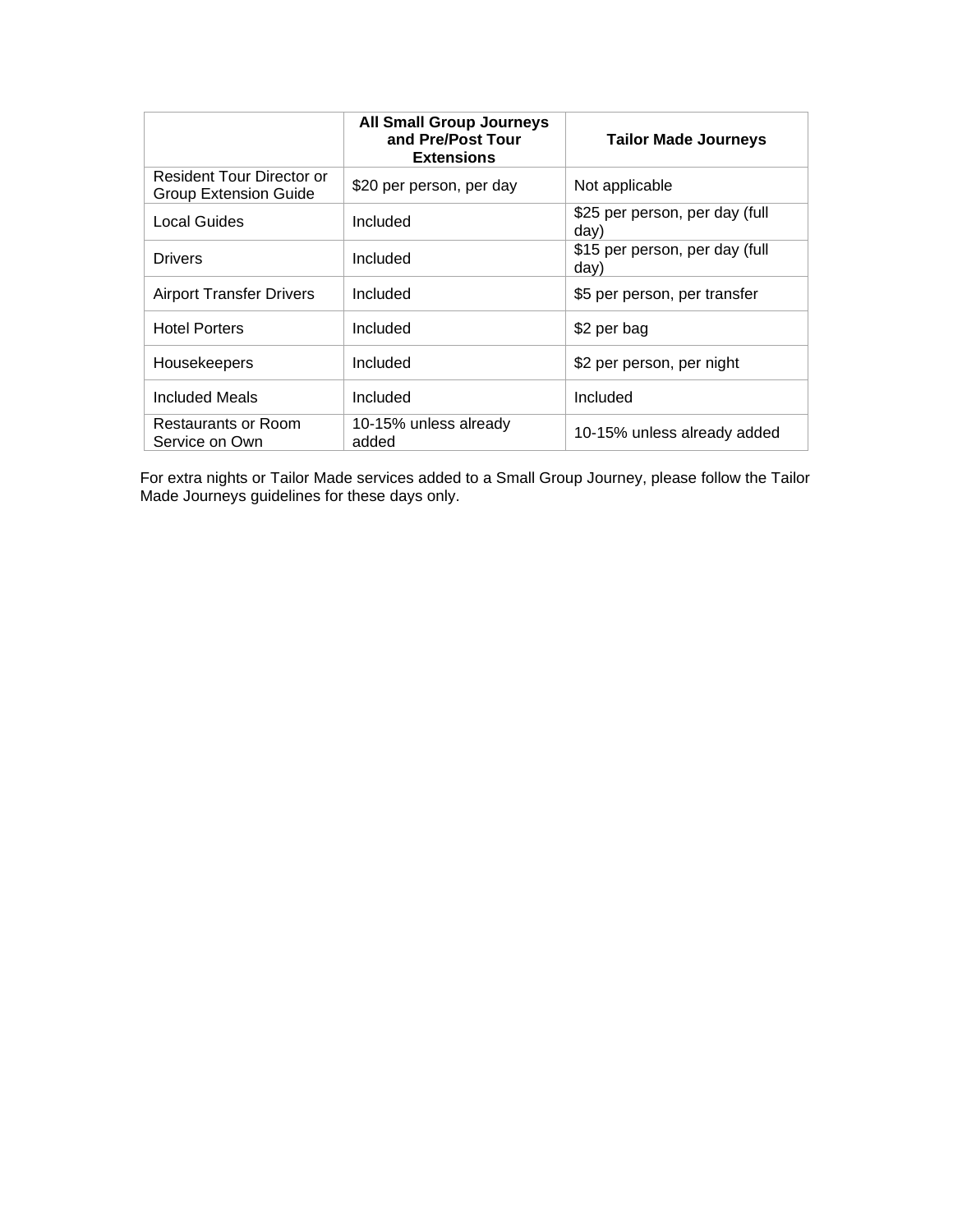| | All Small Group Journeys and Pre/Post Tour Extensions | Tailor Made Journeys |
|---|---|---|
| Resident Tour Director or Group Extension Guide | $20 per person, per day | Not applicable |
| Local Guides | Included | $25 per person, per day (full day) |
| Drivers | Included | $15 per person, per day (full day) |
| Airport Transfer Drivers | Included | $5 per person, per transfer |
| Hotel Porters | Included | $2 per bag |
| Housekeepers | Included | $2 per person, per night |
| Included Meals | Included | Included |
| Restaurants or Room Service on Own | 10-15% unless already added | 10-15% unless already added |

For extra nights or Tailor Made services added to a Small Group Journey, please follow the Tailor Made Journeys guidelines for these days only.